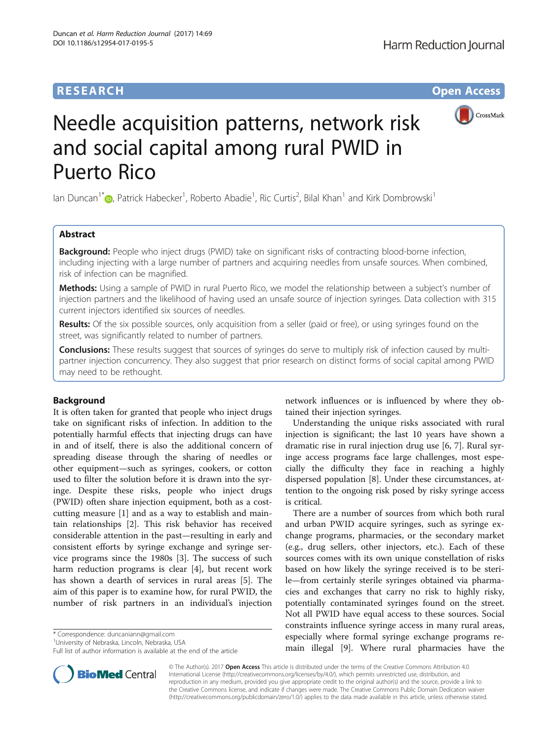**RESEARCH** **Open Access**

# Needle acquisition patterns, network risk and social capital among rural PWID in Puerto Rico

Ian Duncan[1*], Patrick Habecker[1], Roberto Abadie[1], Ric Curtis[2], Bilal Khan[1] and Kirk Dombrowski[1]

## Abstract

**Background:** People who inject drugs (PWID) take on significant risks of contracting blood-borne infection, including injecting with a large number of partners and acquiring needles from unsafe sources. When combined, risk of infection can be magnified.

**Methods:** Using a sample of PWID in rural Puerto Rico, we model the relationship between a subject's number of injection partners and the likelihood of having used an unsafe source of injection syringes. Data collection with 315 current injectors identified six sources of needles.

**Results:** Of the six possible sources, only acquisition from a seller (paid or free), or using syringes found on the street, was significantly related to number of partners.

**Conclusions:** These results suggest that sources of syringes do serve to multiply risk of infection caused by multi-partner injection concurrency. They also suggest that prior research on distinct forms of social capital among PWID may need to be rethought.

## Background

It is often taken for granted that people who inject drugs take on significant risks of infection. In addition to the potentially harmful effects that injecting drugs can have in and of itself, there is also the additional concern of spreading disease through the sharing of needles or other equipment—such as syringes, cookers, or cotton used to filter the solution before it is drawn into the syringe. Despite these risks, people who inject drugs (PWID) often share injection equipment, both as a cost-cutting measure [1] and as a way to establish and maintain relationships [2]. This risk behavior has received considerable attention in the past—resulting in early and consistent efforts by syringe exchange and syringe service programs since the 1980s [3]. The success of such harm reduction programs is clear [4], but recent work has shown a dearth of services in rural areas [5]. The aim of this paper is to examine how, for rural PWID, the number of risk partners in an individual's injection network influences or is influenced by where they obtained their injection syringes.

Understanding the unique risks associated with rural injection is significant; the last 10 years have shown a dramatic rise in rural injection drug use [6, 7]. Rural syringe access programs face large challenges, most especially the difficulty they face in reaching a highly dispersed population [8]. Under these circumstances, attention to the ongoing risk posed by risky syringe access is critical.

There are a number of sources from which both rural and urban PWID acquire syringes, such as syringe exchange programs, pharmacies, or the secondary market (e.g., drug sellers, other injectors, etc.). Each of these sources comes with its own unique constellation of risks based on how likely the syringe received is to be sterile—from certainly sterile syringes obtained via pharmacies and exchanges that carry no risk to highly risky, potentially contaminated syringes found on the street. Not all PWID have equal access to these sources. Social constraints influence syringe access in many rural areas, especially where formal syringe exchange programs remain illegal [9]. Where rural pharmacies have the

---

* Correspondence: duncaniann@gmail.com
[1]University of Nebraska, Lincoln, Nebraska, USA
Full list of author information is available at the end of the article

© The Author(s). 2017 **Open Access** This article is distributed under the terms of the Creative Commons Attribution 4.0 International License (http://creativecommons.org/licenses/by/4.0/), which permits unrestricted use, distribution, and reproduction in any medium, provided you give appropriate credit to the original author(s) and the source, provide a link to the Creative Commons license, and indicate if changes were made. The Creative Commons Public Domain Dedication waiver (http://creativecommons.org/publicdomain/zero/1.0/) applies to the data made available in this article, unless otherwise stated.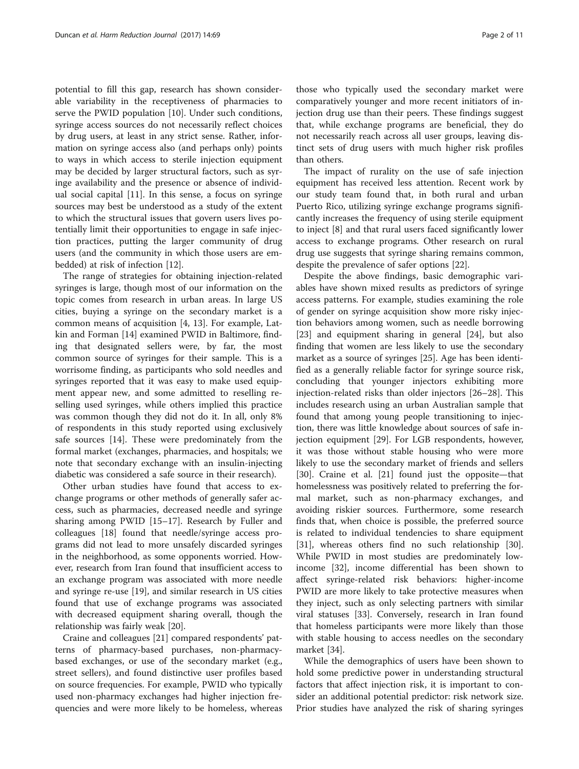potential to fill this gap, research has shown considerable variability in the receptiveness of pharmacies to serve the PWID population [10]. Under such conditions, syringe access sources do not necessarily reflect choices by drug users, at least in any strict sense. Rather, information on syringe access also (and perhaps only) points to ways in which access to sterile injection equipment may be decided by larger structural factors, such as syringe availability and the presence or absence of individual social capital [11]. In this sense, a focus on syringe sources may best be understood as a study of the extent to which the structural issues that govern users lives potentially limit their opportunities to engage in safe injection practices, putting the larger community of drug users (and the community in which those users are embedded) at risk of infection [12].

The range of strategies for obtaining injection-related syringes is large, though most of our information on the topic comes from research in urban areas. In large US cities, buying a syringe on the secondary market is a common means of acquisition [4, 13]. For example, Latkin and Forman [14] examined PWID in Baltimore, finding that designated sellers were, by far, the most common source of syringes for their sample. This is a worrisome finding, as participants who sold needles and syringes reported that it was easy to make used equipment appear new, and some admitted to reselling reselling used syringes, while others implied this practice was common though they did not do it. In all, only 8% of respondents in this study reported using exclusively safe sources [14]. These were predominately from the formal market (exchanges, pharmacies, and hospitals; we note that secondary exchange with an insulin-injecting diabetic was considered a safe source in their research).

Other urban studies have found that access to exchange programs or other methods of generally safer access, such as pharmacies, decreased needle and syringe sharing among PWID [15–17]. Research by Fuller and colleagues [18] found that needle/syringe access programs did not lead to more unsafely discarded syringes in the neighborhood, as some opponents worried. However, research from Iran found that insufficient access to an exchange program was associated with more needle and syringe re-use [19], and similar research in US cities found that use of exchange programs was associated with decreased equipment sharing overall, though the relationship was fairly weak [20].

Craine and colleagues [21] compared respondents' patterns of pharmacy-based purchases, non-pharmacy-based exchanges, or use of the secondary market (e.g., street sellers), and found distinctive user profiles based on source frequencies. For example, PWID who typically used non-pharmacy exchanges had higher injection frequencies and were more likely to be homeless, whereas those who typically used the secondary market were comparatively younger and more recent initiators of injection drug use than their peers. These findings suggest that, while exchange programs are beneficial, they do not necessarily reach across all user groups, leaving distinct sets of drug users with much higher risk profiles than others.

The impact of rurality on the use of safe injection equipment has received less attention. Recent work by our study team found that, in both rural and urban Puerto Rico, utilizing syringe exchange programs significantly increases the frequency of using sterile equipment to inject [8] and that rural users faced significantly lower access to exchange programs. Other research on rural drug use suggests that syringe sharing remains common, despite the prevalence of safer options [22].

Despite the above findings, basic demographic variables have shown mixed results as predictors of syringe access patterns. For example, studies examining the role of gender on syringe acquisition show more risky injection behaviors among women, such as needle borrowing [23] and equipment sharing in general [24], but also finding that women are less likely to use the secondary market as a source of syringes [25]. Age has been identified as a generally reliable factor for syringe source risk, concluding that younger injectors exhibiting more injection-related risks than older injectors [26–28]. This includes research using an urban Australian sample that found that among young people transitioning to injection, there was little knowledge about sources of safe injection equipment [29]. For LGB respondents, however, it was those without stable housing who were more likely to use the secondary market of friends and sellers [30]. Craine et al. [21] found just the opposite—that homelessness was positively related to preferring the formal market, such as non-pharmacy exchanges, and avoiding riskier sources. Furthermore, some research finds that, when choice is possible, the preferred source is related to individual tendencies to share equipment [31], whereas others find no such relationship [30]. While PWID in most studies are predominately low-income [32], income differential has been shown to affect syringe-related risk behaviors: higher-income PWID are more likely to take protective measures when they inject, such as only selecting partners with similar viral statuses [33]. Conversely, research in Iran found that homeless participants were more likely than those with stable housing to access needles on the secondary market [34].

While the demographics of users have been shown to hold some predictive power in understanding structural factors that affect injection risk, it is important to consider an additional potential predictor: risk network size. Prior studies have analyzed the risk of sharing syringes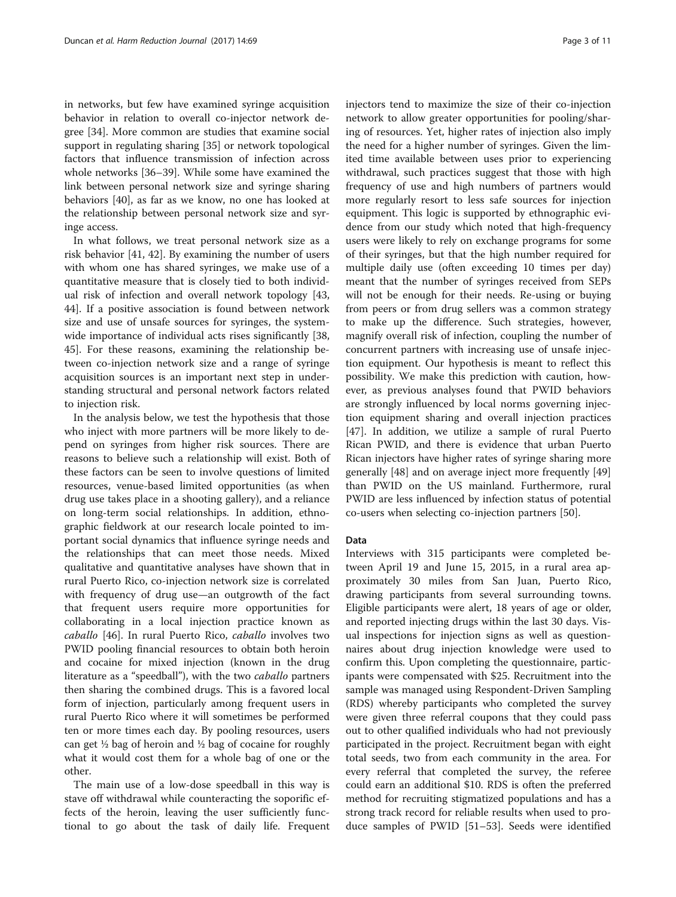in networks, but few have examined syringe acquisition behavior in relation to overall co-injector network degree [34]. More common are studies that examine social support in regulating sharing [35] or network topological factors that influence transmission of infection across whole networks [36–39]. While some have examined the link between personal network size and syringe sharing behaviors [40], as far as we know, no one has looked at the relationship between personal network size and syringe access.

In what follows, we treat personal network size as a risk behavior [41, 42]. By examining the number of users with whom one has shared syringes, we make use of a quantitative measure that is closely tied to both individual risk of infection and overall network topology [43, 44]. If a positive association is found between network size and use of unsafe sources for syringes, the system-wide importance of individual acts rises significantly [38, 45]. For these reasons, examining the relationship between co-injection network size and a range of syringe acquisition sources is an important next step in understanding structural and personal network factors related to injection risk.

In the analysis below, we test the hypothesis that those who inject with more partners will be more likely to depend on syringes from higher risk sources. There are reasons to believe such a relationship will exist. Both of these factors can be seen to involve questions of limited resources, venue-based limited opportunities (as when drug use takes place in a shooting gallery), and a reliance on long-term social relationships. In addition, ethnographic fieldwork at our research locale pointed to important social dynamics that influence syringe needs and the relationships that can meet those needs. Mixed qualitative and quantitative analyses have shown that in rural Puerto Rico, co-injection network size is correlated with frequency of drug use—an outgrowth of the fact that frequent users require more opportunities for collaborating in a local injection practice known as *caballo* [46]. In rural Puerto Rico, *caballo* involves two PWID pooling financial resources to obtain both heroin and cocaine for mixed injection (known in the drug literature as a "speedball"), with the two *caballo* partners then sharing the combined drugs. This is a favored local form of injection, particularly among frequent users in rural Puerto Rico where it will sometimes be performed ten or more times each day. By pooling resources, users can get ½ bag of heroin and ½ bag of cocaine for roughly what it would cost them for a whole bag of one or the other.

The main use of a low-dose speedball in this way is stave off withdrawal while counteracting the soporific effects of the heroin, leaving the user sufficiently functional to go about the task of daily life. Frequent injectors tend to maximize the size of their co-injection network to allow greater opportunities for pooling/sharing of resources. Yet, higher rates of injection also imply the need for a higher number of syringes. Given the limited time available between uses prior to experiencing withdrawal, such practices suggest that those with high frequency of use and high numbers of partners would more regularly resort to less safe sources for injection equipment. This logic is supported by ethnographic evidence from our study which noted that high-frequency users were likely to rely on exchange programs for some of their syringes, but that the high number required for multiple daily use (often exceeding 10 times per day) meant that the number of syringes received from SEPs will not be enough for their needs. Re-using or buying from peers or from drug sellers was a common strategy to make up the difference. Such strategies, however, magnify overall risk of infection, coupling the number of concurrent partners with increasing use of unsafe injection equipment. Our hypothesis is meant to reflect this possibility. We make this prediction with caution, however, as previous analyses found that PWID behaviors are strongly influenced by local norms governing injection equipment sharing and overall injection practices [47]. In addition, we utilize a sample of rural Puerto Rican PWID, and there is evidence that urban Puerto Rican injectors have higher rates of syringe sharing more generally [48] and on average inject more frequently [49] than PWID on the US mainland. Furthermore, rural PWID are less influenced by infection status of potential co-users when selecting co-injection partners [50].

## Data

Interviews with 315 participants were completed between April 19 and June 15, 2015, in a rural area approximately 30 miles from San Juan, Puerto Rico, drawing participants from several surrounding towns. Eligible participants were alert, 18 years of age or older, and reported injecting drugs within the last 30 days. Visual inspections for injection signs as well as questionnaires about drug injection knowledge were used to confirm this. Upon completing the questionnaire, participants were compensated with $25. Recruitment into the sample was managed using Respondent-Driven Sampling (RDS) whereby participants who completed the survey were given three referral coupons that they could pass out to other qualified individuals who had not previously participated in the project. Recruitment began with eight total seeds, two from each community in the area. For every referral that completed the survey, the referee could earn an additional $10. RDS is often the preferred method for recruiting stigmatized populations and has a strong track record for reliable results when used to produce samples of PWID [51–53]. Seeds were identified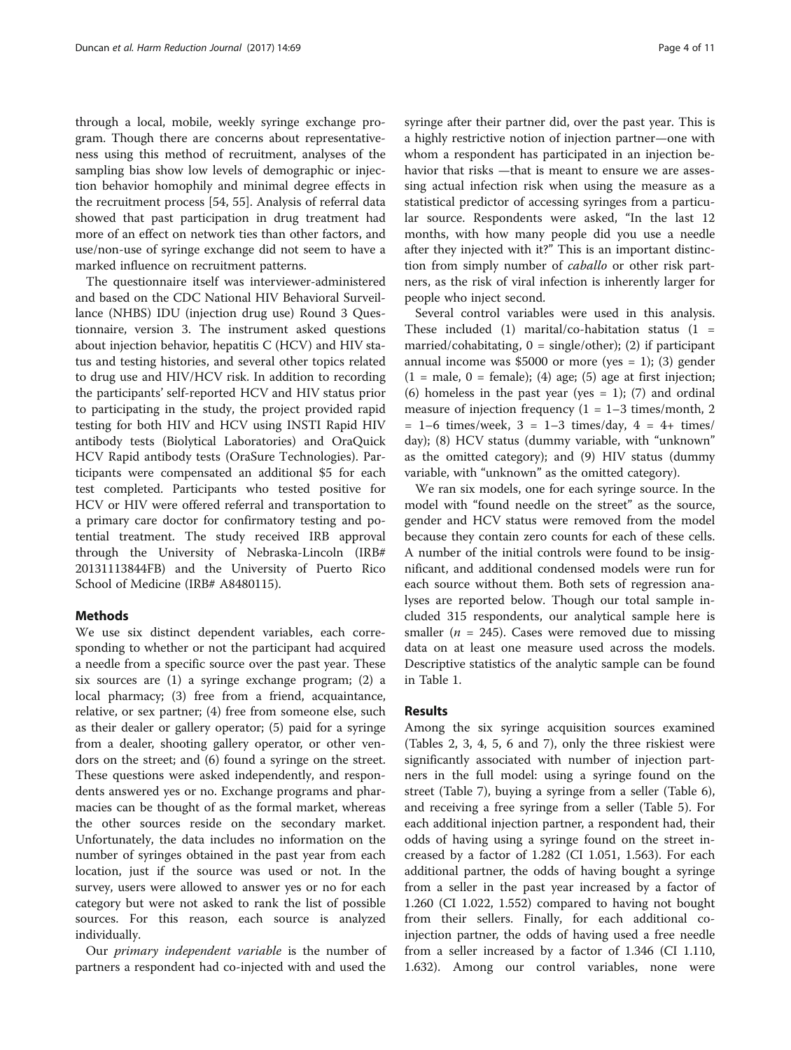through a local, mobile, weekly syringe exchange program. Though there are concerns about representativeness using this method of recruitment, analyses of the sampling bias show low levels of demographic or injection behavior homophily and minimal degree effects in the recruitment process [54, 55]. Analysis of referral data showed that past participation in drug treatment had more of an effect on network ties than other factors, and use/non-use of syringe exchange did not seem to have a marked influence on recruitment patterns.

The questionnaire itself was interviewer-administered and based on the CDC National HIV Behavioral Surveillance (NHBS) IDU (injection drug use) Round 3 Questionnaire, version 3. The instrument asked questions about injection behavior, hepatitis C (HCV) and HIV status and testing histories, and several other topics related to drug use and HIV/HCV risk. In addition to recording the participants' self-reported HCV and HIV status prior to participating in the study, the project provided rapid testing for both HIV and HCV using INSTI Rapid HIV antibody tests (Biolytical Laboratories) and OraQuick HCV Rapid antibody tests (OraSure Technologies). Participants were compensated an additional $5 for each test completed. Participants who tested positive for HCV or HIV were offered referral and transportation to a primary care doctor for confirmatory testing and potential treatment. The study received IRB approval through the University of Nebraska-Lincoln (IRB# 20131113844FB) and the University of Puerto Rico School of Medicine (IRB# A8480115).

## Methods

We use six distinct dependent variables, each corresponding to whether or not the participant had acquired a needle from a specific source over the past year. These six sources are (1) a syringe exchange program; (2) a local pharmacy; (3) free from a friend, acquaintance, relative, or sex partner; (4) free from someone else, such as their dealer or gallery operator; (5) paid for a syringe from a dealer, shooting gallery operator, or other vendors on the street; and (6) found a syringe on the street. These questions were asked independently, and respondents answered yes or no. Exchange programs and pharmacies can be thought of as the formal market, whereas the other sources reside on the secondary market. Unfortunately, the data includes no information on the number of syringes obtained in the past year from each location, just if the source was used or not. In the survey, users were allowed to answer yes or no for each category but were not asked to rank the list of possible sources. For this reason, each source is analyzed individually.

Our *primary independent variable* is the number of partners a respondent had co-injected with and used the syringe after their partner did, over the past year. This is a highly restrictive notion of injection partner—one with whom a respondent has participated in an injection behavior that risks —that is meant to ensure we are assessing actual infection risk when using the measure as a statistical predictor of accessing syringes from a particular source. Respondents were asked, "In the last 12 months, with how many people did you use a needle after they injected with it?" This is an important distinction from simply number of *caballo* or other risk partners, as the risk of viral infection is inherently larger for people who inject second.

Several control variables were used in this analysis. These included (1) marital/co-habitation status (1 = married/cohabitating, 0 = single/other); (2) if participant annual income was $5000 or more (yes = 1); (3) gender (1 = male, 0 = female); (4) age; (5) age at first injection; (6) homeless in the past year (yes = 1); (7) and ordinal measure of injection frequency (1 = 1–3 times/month, 2 = 1–6 times/week, 3 = 1–3 times/day, 4 = 4+ times/day); (8) HCV status (dummy variable, with "unknown" as the omitted category); and (9) HIV status (dummy variable, with "unknown" as the omitted category).

We ran six models, one for each syringe source. In the model with "found needle on the street" as the source, gender and HCV status were removed from the model because they contain zero counts for each of these cells. A number of the initial controls were found to be insignificant, and additional condensed models were run for each source without them. Both sets of regression analyses are reported below. Though our total sample included 315 respondents, our analytical sample here is smaller ($n$ = 245). Cases were removed due to missing data on at least one measure used across the models. Descriptive statistics of the analytic sample can be found in Table 1.

## Results

Among the six syringe acquisition sources examined (Tables 2, 3, 4, 5, 6 and 7), only the three riskiest were significantly associated with number of injection partners in the full model: using a syringe found on the street (Table 7), buying a syringe from a seller (Table 6), and receiving a free syringe from a seller (Table 5). For each additional injection partner, a respondent had, their odds of having using a syringe found on the street increased by a factor of 1.282 (CI 1.051, 1.563). For each additional partner, the odds of having bought a syringe from a seller in the past year increased by a factor of 1.260 (CI 1.022, 1.552) compared to having not bought from their sellers. Finally, for each additional co-injection partner, the odds of having used a free needle from a seller increased by a factor of 1.346 (CI 1.110, 1.632). Among our control variables, none were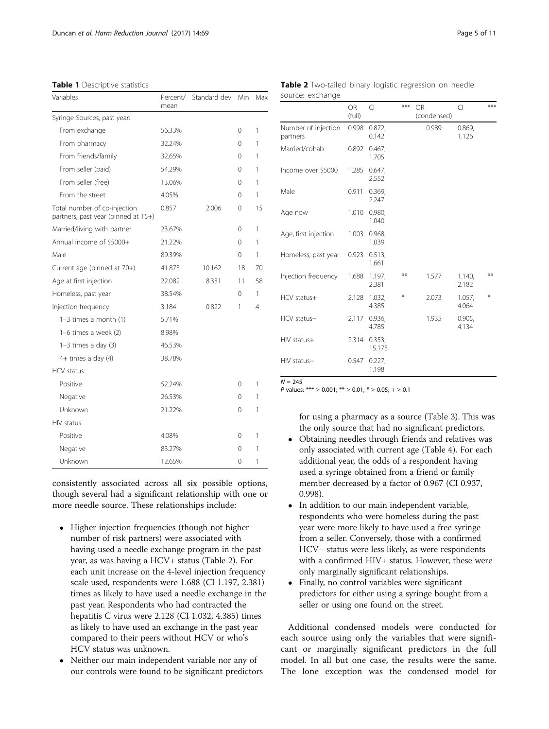**Table 1** Descriptive statistics

| Variables | Percent/ mean | Standard dev | Min | Max |
|---|---|---|---|---|
| Syringe Sources, past year: | | | | |
| From exchange | 56.33% | | 0 | 1 |
| From pharmacy | 32.24% | | 0 | 1 |
| From friends/family | 32.65% | | 0 | 1 |
| From seller (paid) | 54.29% | | 0 | 1 |
| From seller (free) | 13.06% | | 0 | 1 |
| From the street | 4.05% | | 0 | 1 |
| Total number of co-injection partners, past year (binned at 15+) | 0.857 | 2.006 | 0 | 15 |
| Married/living with partner | 23.67% | | 0 | 1 |
| Annual income of $5000+ | 21.22% | | 0 | 1 |
| Male | 89.39% | | 0 | 1 |
| Current age (binned at 70+) | 41.873 | 10.162 | 18 | 70 |
| Age at first injection | 22.082 | 8.331 | 11 | 58 |
| Homeless, past year | 38.54% | | 0 | 1 |
| Injection frequency | 3.184 | 0.822 | 1 | 4 |
| 1–3 times a month (1) | 5.71% | | | |
| 1–6 times a week (2) | 8.98% | | | |
| 1–3 times a day (3) | 46.53% | | | |
| 4+ times a day (4) | 38.78% | | | |
| HCV status | | | | |
| Positive | 52.24% | | 0 | 1 |
| Negative | 26.53% | | 0 | 1 |
| Unknown | 21.22% | | 0 | 1 |
| HIV status | | | | |
| Positive | 4.08% | | 0 | 1 |
| Negative | 83.27% | | 0 | 1 |
| Unknown | 12.65% | | 0 | 1 |

consistently associated across all six possible options, though several had a significant relationship with one or more needle source. These relationships include:

- Higher injection frequencies (though not higher number of risk partners) were associated with having used a needle exchange program in the past year, as was having a HCV+ status (Table 2). For each unit increase on the 4-level injection frequency scale used, respondents were 1.688 (CI 1.197, 2.381) times as likely to have used a needle exchange in the past year. Respondents who had contracted the hepatitis C virus were 2.128 (CI 1.032, 4.385) times as likely to have used an exchange in the past year compared to their peers without HCV or who's HCV status was unknown.
- Neither our main independent variable nor any of our controls were found to be significant predictors for using a pharmacy as a source (Table 3). This was the only source that had no significant predictors.
- Obtaining needles through friends and relatives was only associated with current age (Table 4). For each additional year, the odds of a respondent having used a syringe obtained from a friend or family member decreased by a factor of 0.967 (CI 0.937, 0.998).
- In addition to our main independent variable, respondents who were homeless during the past year were more likely to have used a free syringe from a seller. Conversely, those with a confirmed HCV− status were less likely, as were respondents with a confirmed HIV+ status. However, these were only marginally significant relationships.
- Finally, no control variables were significant predictors for either using a syringe bought from a seller or using one found on the street.

**Table 2** Two-tailed binary logistic regression on needle source: exchange

| | OR (full) | CI | *** | OR (condensed) | CI | *** |
|---|---|---|---|---|---|---|
| Number of injection partners | 0.998 | 0.872, 0.142 | | 0.989 | 0.869, 1.126 | |
| Married/cohab | 0.892 | 0.467, 1.705 | | | | |
| Income over $5000 | 1.285 | 0.647, 2.552 | | | | |
| Male | 0.911 | 0.369, 2.247 | | | | |
| Age now | 1.010 | 0.980, 1.040 | | | | |
| Age, first injection | 1.003 | 0.968, 1.039 | | | | |
| Homeless, past year | 0.923 | 0.513, 1.661 | | | | |
| Injection frequency | 1.688 | 1.197, 2.381 | ** | 1.577 | 1.140, 2.182 | ** |
| HCV status+ | 2.128 | 1.032, 4.385 | * | 2.073 | 1.057, 4.064 | * |
| HCV status− | 2.117 | 0.936, 4.785 | | 1.935 | 0.905, 4.134 | |
| HIV status+ | 2.314 | 0.353, 15.175 | | | | |
| HIV status− | 0.547 | 0.227, 1.198 | | | | |

$N = 245$

*P* values: *** ≥ 0.001; ** ≥ 0.01; * ≥ 0.05; + ≥ 0.1

Additional condensed models were conducted for each source using only the variables that were significant or marginally significant predictors in the full model. In all but one case, the results were the same. The lone exception was the condensed model for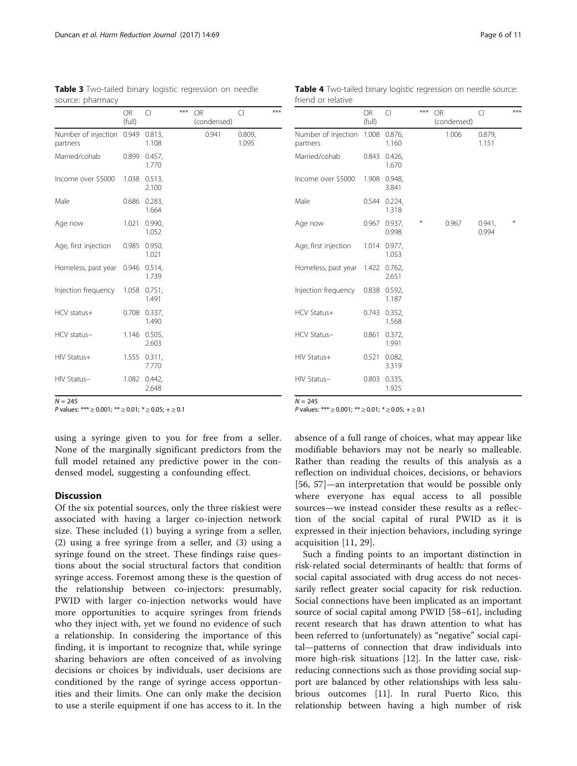**Table 3** Two-tailed binary logistic regression on needle source: pharmacy

| | OR (full) | CI | *** | OR (condensed) | CI | *** |
|---|---|---|---|---|---|---|
| Number of injection partners | 0.949 | 0.813, 1.108 | | 0.941 | 0.809, 1.095 | |
| Married/cohab | 0.899 | 0.457, 1.770 | | | | |
| Income over $5000 | 1.038 | 0.513, 2.100 | | | | |
| Male | 0.686 | 0.283, 1.664 | | | | |
| Age now | 1.021 | 0.990, 1.052 | | | | |
| Age, first injection | 0.985 | 0.950, 1.021 | | | | |
| Homeless, past year | 0.946 | 0.514, 1.739 | | | | |
| Injection frequency | 1.058 | 0.751, 1.491 | | | | |
| HCV status+ | 0.708 | 0.337, 1.490 | | | | |
| HCV status– | 1.146 | 0.505, 2.603 | | | | |
| HIV Status+ | 1.555 | 0.311, 7.770 | | | | |
| HIV Status– | 1.082 | 0.442, 2.648 | | | | |

$N = 245$

*P* values: *** ≥ 0.001; ** ≥ 0.01; * ≥ 0.05; + ≥ 0.1

**Table 4** Two-tailed binary logistic regression on needle source: friend or relative

| | OR (full) | CI | *** | OR (condensed) | CI | *** |
|---|---|---|---|---|---|---|
| Number of injection partners | 1.008 | 0.876, 1.160 | | 1.006 | 0.879, 1.151 | |
| Married/cohab | 0.843 | 0.426, 1.670 | | | | |
| Income over $5000 | 1.908 | 0.948, 3.841 | | | | |
| Male | 0.544 | 0.224, 1.318 | | | | |
| Age now | 0.967 | 0.937, 0.998 | * | 0.967 | 0.941, 0.994 | * |
| Age, first injection | 1.014 | 0.977, 1.053 | | | | |
| Homeless, past year | 1.422 | 0.762, 2.651 | | | | |
| Injection frequency | 0.838 | 0.592, 1.187 | | | | |
| HCV Status+ | 0.743 | 0.352, 1.568 | | | | |
| HCV Status– | 0.861 | 0.372, 1.991 | | | | |
| HIV Status+ | 0.521 | 0.082, 3.319 | | | | |
| HIV Status– | 0.803 | 0.335, 1.925 | | | | |

$N = 245$

*P* values: *** ≥ 0.001; ** ≥ 0.01; * ≥ 0.05; + ≥ 0.1

using a syringe given to you for free from a seller. None of the marginally significant predictors from the full model retained any predictive power in the condensed model, suggesting a confounding effect.

## Discussion

Of the six potential sources, only the three riskiest were associated with having a larger co-injection network size. These included (1) buying a syringe from a seller, (2) using a free syringe from a seller, and (3) using a syringe found on the street. These findings raise questions about the social structural factors that condition syringe access. Foremost among these is the question of the relationship between co-injectors: presumably, PWID with larger co-injection networks would have more opportunities to acquire syringes from friends who they inject with, yet we found no evidence of such a relationship. In considering the importance of this finding, it is important to recognize that, while syringe sharing behaviors are often conceived of as involving decisions or choices by individuals, user decisions are conditioned by the range of syringe access opportunities and their limits. One can only make the decision to use a sterile equipment if one has access to it. In the absence of a full range of choices, what may appear like modifiable behaviors may not be nearly so malleable. Rather than reading the results of this analysis as a reflection on individual choices, decisions, or behaviors [56, 57]—an interpretation that would be possible only where everyone has equal access to all possible sources—we instead consider these results as a reflection of the social capital of rural PWID as it is expressed in their injection behaviors, including syringe acquisition [11, 29].

Such a finding points to an important distinction in risk-related social determinants of health: that forms of social capital associated with drug access do not necessarily reflect greater social capacity for risk reduction. Social connections have been implicated as an important source of social capital among PWID [58–61], including recent research that has drawn attention to what has been referred to (unfortunately) as "negative" social capital—patterns of connection that draw individuals into more high-risk situations [12]. In the latter case, risk-reducing connections such as those providing social support are balanced by other relationships with less salubrious outcomes [11]. In rural Puerto Rico, this relationship between having a high number of risk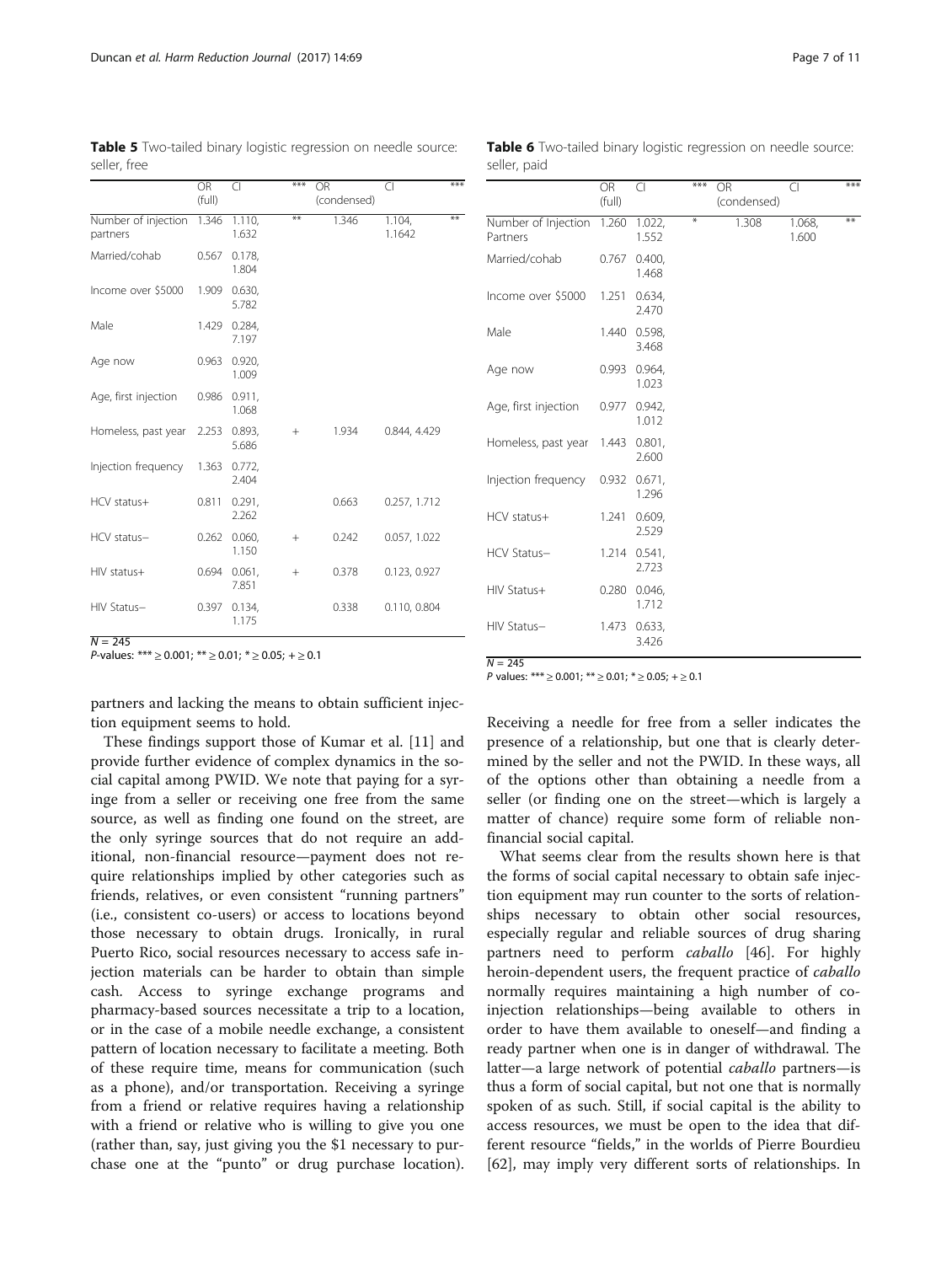**Table 5** Two-tailed binary logistic regression on needle source: seller, free

| | OR (full) | CI | *** | OR (condensed) | CI | *** |
|---|---|---|---|---|---|---|
| Number of injection partners | 1.346 | 1.110, 1.632 | ** | 1.346 | 1.104, 1.1642 | ** |
| Married/cohab | 0.567 | 0.178, 1.804 | | | | |
| Income over $5000 | 1.909 | 0.630, 5.782 | | | | |
| Male | 1.429 | 0.284, 7.197 | | | | |
| Age now | 0.963 | 0.920, 1.009 | | | | |
| Age, first injection | 0.986 | 0.911, 1.068 | | | | |
| Homeless, past year | 2.253 | 0.893, 5.686 | + | 1.934 | 0.844, 4.429 | |
| Injection frequency | 1.363 | 0.772, 2.404 | | | | |
| HCV status+ | 0.811 | 0.291, 2.262 | | 0.663 | 0.257, 1.712 | |
| HCV status− | 0.262 | 0.060, 1.150 | + | 0.242 | 0.057, 1.022 | |
| HIV status+ | 0.694 | 0.061, 7.851 | + | 0.378 | 0.123, 0.927 | |
| HIV Status− | 0.397 | 0.134, 1.175 | | 0.338 | 0.110, 0.804 | |

$N = 245$

*P*-values: *** ≥ 0.001; ** ≥ 0.01; * ≥ 0.05; + ≥ 0.1

**Table 6** Two-tailed binary logistic regression on needle source: seller, paid

| | OR (full) | CI | *** | OR (condensed) | CI | *** |
|---|---|---|---|---|---|---|
| Number of Injection Partners | 1.260 | 1.022, 1.552 | * | 1.308 | 1.068, 1.600 | ** |
| Married/cohab | 0.767 | 0.400, 1.468 | | | | |
| Income over $5000 | 1.251 | 0.634, 2.470 | | | | |
| Male | 1.440 | 0.598, 3.468 | | | | |
| Age now | 0.993 | 0.964, 1.023 | | | | |
| Age, first injection | 0.977 | 0.942, 1.012 | | | | |
| Homeless, past year | 1.443 | 0.801, 2.600 | | | | |
| Injection frequency | 0.932 | 0.671, 1.296 | | | | |
| HCV status+ | 1.241 | 0.609, 2.529 | | | | |
| HCV Status− | 1.214 | 0.541, 2.723 | | | | |
| HIV Status+ | 0.280 | 0.046, 1.712 | | | | |
| HIV Status− | 1.473 | 0.633, 3.426 | | | | |

$N = 245$

*P* values: *** ≥ 0.001; ** ≥ 0.01; * ≥ 0.05; + ≥ 0.1

partners and lacking the means to obtain sufficient injection equipment seems to hold.

These findings support those of Kumar et al. [11] and provide further evidence of complex dynamics in the social capital among PWID. We note that paying for a syringe from a seller or receiving one free from the same source, as well as finding one found on the street, are the only syringe sources that do not require an additional, non-financial resource—payment does not require relationships implied by other categories such as friends, relatives, or even consistent "running partners" (i.e., consistent co-users) or access to locations beyond those necessary to obtain drugs. Ironically, in rural Puerto Rico, social resources necessary to access safe injection materials can be harder to obtain than simple cash. Access to syringe exchange programs and pharmacy-based sources necessitate a trip to a location, or in the case of a mobile needle exchange, a consistent pattern of location necessary to facilitate a meeting. Both of these require time, means for communication (such as a phone), and/or transportation. Receiving a syringe from a friend or relative requires having a relationship with a friend or relative who is willing to give you one (rather than, say, just giving you the $1 necessary to purchase one at the "punto" or drug purchase location). Receiving a needle for free from a seller indicates the presence of a relationship, but one that is clearly determined by the seller and not the PWID. In these ways, all of the options other than obtaining a needle from a seller (or finding one on the street—which is largely a matter of chance) require some form of reliable non-financial social capital.

What seems clear from the results shown here is that the forms of social capital necessary to obtain safe injection equipment may run counter to the sorts of relationships necessary to obtain other social resources, especially regular and reliable sources of drug sharing partners need to perform *caballo* [46]. For highly heroin-dependent users, the frequent practice of *caballo* normally requires maintaining a high number of co-injection relationships—being available to others in order to have them available to oneself—and finding a ready partner when one is in danger of withdrawal. The latter—a large network of potential *caballo* partners—is thus a form of social capital, but not one that is normally spoken of as such. Still, if social capital is the ability to access resources, we must be open to the idea that different resource "fields," in the worlds of Pierre Bourdieu [62], may imply very different sorts of relationships. In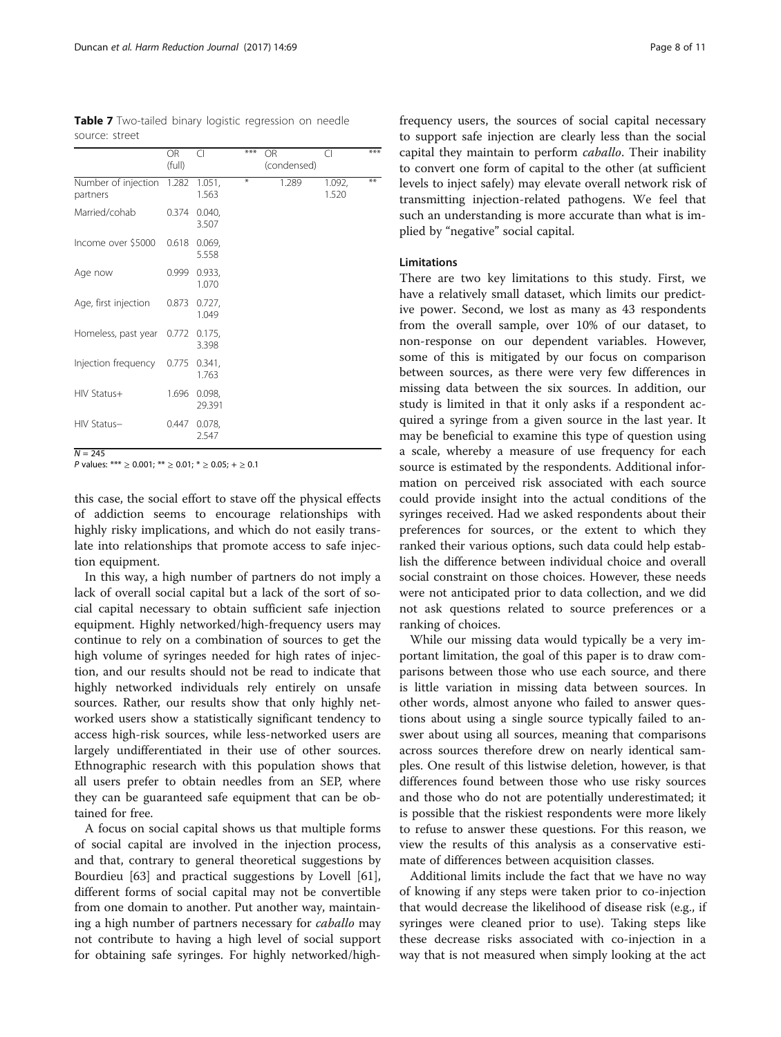**Table 7** Two-tailed binary logistic regression on needle source: street

| | OR (full) | CI | *** | OR (condensed) | CI | *** |
|---|---|---|---|---|---|---|
| Number of injection partners | 1.282 | 1.051, 1.563 | * | 1.289 | 1.092, 1.520 | ** |
| Married/cohab | 0.374 | 0.040, 3.507 | | | | |
| Income over $5000 | 0.618 | 0.069, 5.558 | | | | |
| Age now | 0.999 | 0.933, 1.070 | | | | |
| Age, first injection | 0.873 | 0.727, 1.049 | | | | |
| Homeless, past year | 0.772 | 0.175, 3.398 | | | | |
| Injection frequency | 0.775 | 0.341, 1.763 | | | | |
| HIV Status+ | 1.696 | 0.098, 29.391 | | | | |
| HIV Status– | 0.447 | 0.078, 2.547 | | | | |

$N = 245$

*P* values: *** ≥ 0.001; ** ≥ 0.01; * ≥ 0.05; + ≥ 0.1

this case, the social effort to stave off the physical effects of addiction seems to encourage relationships with highly risky implications, and which do not easily translate into relationships that promote access to safe injection equipment.

In this way, a high number of partners do not imply a lack of overall social capital but a lack of the sort of social capital necessary to obtain sufficient safe injection equipment. Highly networked/high-frequency users may continue to rely on a combination of sources to get the high volume of syringes needed for high rates of injection, and our results should not be read to indicate that highly networked individuals rely entirely on unsafe sources. Rather, our results show that only highly networked users show a statistically significant tendency to access high-risk sources, while less-networked users are largely undifferentiated in their use of other sources. Ethnographic research with this population shows that all users prefer to obtain needles from an SEP, where they can be guaranteed safe equipment that can be obtained for free.

A focus on social capital shows us that multiple forms of social capital are involved in the injection process, and that, contrary to general theoretical suggestions by Bourdieu [63] and practical suggestions by Lovell [61], different forms of social capital may not be convertible from one domain to another. Put another way, maintaining a high number of partners necessary for *caballo* may not contribute to having a high level of social support for obtaining safe syringes. For highly networked/high-frequency users, the sources of social capital necessary to support safe injection are clearly less than the social capital they maintain to perform *caballo*. Their inability to convert one form of capital to the other (at sufficient levels to inject safely) may elevate overall network risk of transmitting injection-related pathogens. We feel that such an understanding is more accurate than what is implied by "negative" social capital.

## Limitations

There are two key limitations to this study. First, we have a relatively small dataset, which limits our predictive power. Second, we lost as many as 43 respondents from the overall sample, over 10% of our dataset, to non-response on our dependent variables. However, some of this is mitigated by our focus on comparison between sources, as there were very few differences in missing data between the six sources. In addition, our study is limited in that it only asks if a respondent acquired a syringe from a given source in the last year. It may be beneficial to examine this type of question using a scale, whereby a measure of use frequency for each source is estimated by the respondents. Additional information on perceived risk associated with each source could provide insight into the actual conditions of the syringes received. Had we asked respondents about their preferences for sources, or the extent to which they ranked their various options, such data could help establish the difference between individual choice and overall social constraint on those choices. However, these needs were not anticipated prior to data collection, and we did not ask questions related to source preferences or a ranking of choices.

While our missing data would typically be a very important limitation, the goal of this paper is to draw comparisons between those who use each source, and there is little variation in missing data between sources. In other words, almost anyone who failed to answer questions about using a single source typically failed to answer about using all sources, meaning that comparisons across sources therefore drew on nearly identical samples. One result of this listwise deletion, however, is that differences found between those who use risky sources and those who do not are potentially underestimated; it is possible that the riskiest respondents were more likely to refuse to answer these questions. For this reason, we view the results of this analysis as a conservative estimate of differences between acquisition classes.

Additional limits include the fact that we have no way of knowing if any steps were taken prior to co-injection that would decrease the likelihood of disease risk (e.g., if syringes were cleaned prior to use). Taking steps like these decrease risks associated with co-injection in a way that is not measured when simply looking at the act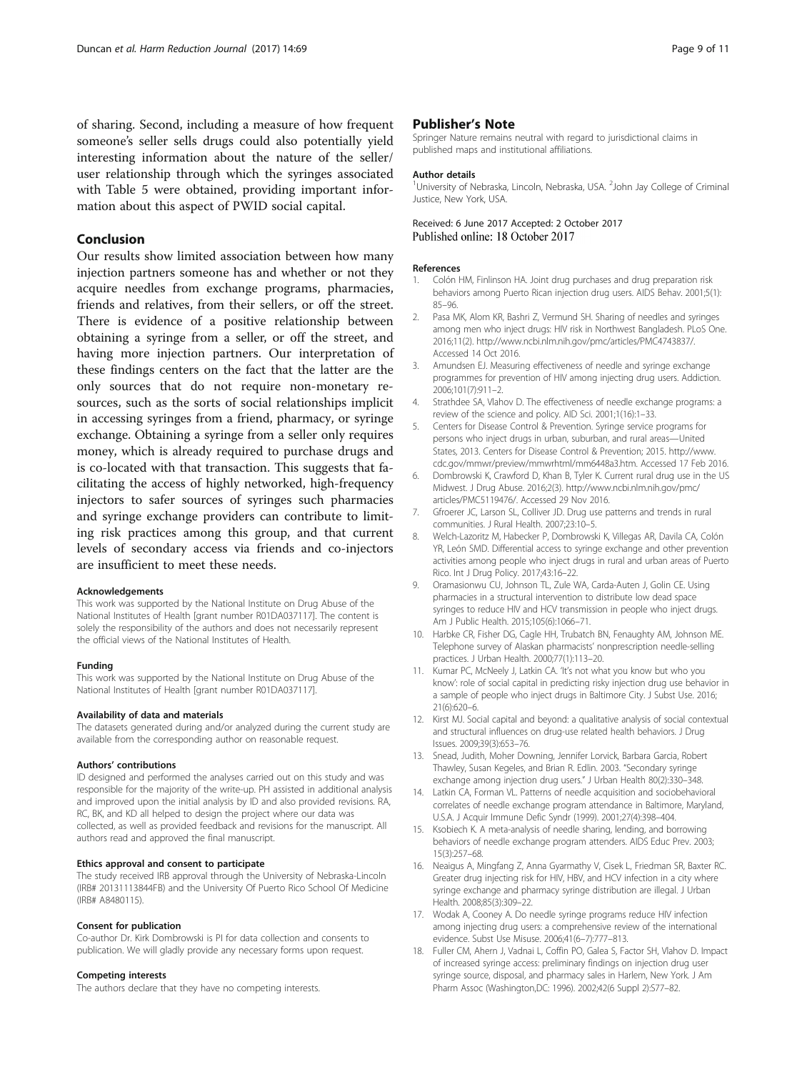of sharing. Second, including a measure of how frequent someone's seller sells drugs could also potentially yield interesting information about the nature of the seller/user relationship through which the syringes associated with Table 5 were obtained, providing important information about this aspect of PWID social capital.

## Conclusion

Our results show limited association between how many injection partners someone has and whether or not they acquire needles from exchange programs, pharmacies, friends and relatives, from their sellers, or off the street. There is evidence of a positive relationship between obtaining a syringe from a seller, or off the street, and having more injection partners. Our interpretation of these findings centers on the fact that the latter are the only sources that do not require non-monetary resources, such as the sorts of social relationships implicit in accessing syringes from a friend, pharmacy, or syringe exchange. Obtaining a syringe from a seller only requires money, which is already required to purchase drugs and is co-located with that transaction. This suggests that facilitating the access of highly networked, high-frequency injectors to safer sources of syringes such pharmacies and syringe exchange providers can contribute to limiting risk practices among this group, and that current levels of secondary access via friends and co-injectors are insufficient to meet these needs.

#### Acknowledgements

This work was supported by the National Institute on Drug Abuse of the National Institutes of Health [grant number R01DA037117]. The content is solely the responsibility of the authors and does not necessarily represent the official views of the National Institutes of Health.

#### Funding

This work was supported by the National Institute on Drug Abuse of the National Institutes of Health [grant number R01DA037117].

#### Availability of data and materials

The datasets generated during and/or analyzed during the current study are available from the corresponding author on reasonable request.

#### Authors' contributions

ID designed and performed the analyses carried out on this study and was responsible for the majority of the write-up. PH assisted in additional analysis and improved upon the initial analysis by ID and also provided revisions. RA, RC, BK, and KD all helped to design the project where our data was collected, as well as provided feedback and revisions for the manuscript. All authors read and approved the final manuscript.

#### Ethics approval and consent to participate

The study received IRB approval through the University of Nebraska-Lincoln (IRB# 20131113844FB) and the University Of Puerto Rico School Of Medicine (IRB# A8480115).

#### Consent for publication

Co-author Dr. Kirk Dombrowski is PI for data collection and consents to publication. We will gladly provide any necessary forms upon request.

#### Competing interests

The authors declare that they have no competing interests.

## Publisher's Note

Springer Nature remains neutral with regard to jurisdictional claims in published maps and institutional affiliations.

#### Author details

[1]University of Nebraska, Lincoln, Nebraska, USA. [2]John Jay College of Criminal Justice, New York, USA.

Received: 6 June 2017 Accepted: 2 October 2017
Published online: 18 October 2017

#### References

1. Colón HM, Finlinson HA. Joint drug purchases and drug preparation risk behaviors among Puerto Rican injection drug users. AIDS Behav. 2001;5(1): 85–96.
2. Pasa MK, Alom KR, Bashri Z, Vermund SH. Sharing of needles and syringes among men who inject drugs: HIV risk in Northwest Bangladesh. PLoS One. 2016;11(2). http://www.ncbi.nlm.nih.gov/pmc/articles/PMC4743837/. Accessed 14 Oct 2016.
3. Amundsen EJ. Measuring effectiveness of needle and syringe exchange programmes for prevention of HIV among injecting drug users. Addiction. 2006;101(7):911–2.
4. Strathdee SA, Vlahov D. The effectiveness of needle exchange programs: a review of the science and policy. AID Sci. 2001;1(16):1–33.
5. Centers for Disease Control & Prevention. Syringe service programs for persons who inject drugs in urban, suburban, and rural areas—United States, 2013. Centers for Disease Control & Prevention; 2015. http://www.cdc.gov/mmwr/preview/mmwrhtml/mm6448a3.htm. Accessed 17 Feb 2016.
6. Dombrowski K, Crawford D, Khan B, Tyler K. Current rural drug use in the US Midwest. J Drug Abuse. 2016;2(3). http://www.ncbi.nlm.nih.gov/pmc/articles/PMC5119476/. Accessed 29 Nov 2016.
7. Gfroerer JC, Larson SL, Colliver JD. Drug use patterns and trends in rural communities. J Rural Health. 2007;23:10–5.
8. Welch-Lazoritz M, Habecker P, Dombrowski K, Villegas AR, Davila CA, Colón YR, León SMD. Differential access to syringe exchange and other prevention activities among people who inject drugs in rural and urban areas of Puerto Rico. Int J Drug Policy. 2017;43:16–22.
9. Oramasionwu CU, Johnson TL, Zule WA, Carda-Auten J, Golin CE. Using pharmacies in a structural intervention to distribute low dead space syringes to reduce HIV and HCV transmission in people who inject drugs. Am J Public Health. 2015;105(6):1066–71.
10. Harbke CR, Fisher DG, Cagle HH, Trubatch BN, Fenaughty AM, Johnson ME. Telephone survey of Alaskan pharmacists' nonprescription needle-selling practices. J Urban Health. 2000;77(1):113–20.
11. Kumar PC, McNeely J, Latkin CA. 'It's not what you know but who you know': role of social capital in predicting risky injection drug use behavior in a sample of people who inject drugs in Baltimore City. J Subst Use. 2016; 21(6):620–6.
12. Kirst MJ. Social capital and beyond: a qualitative analysis of social contextual and structural influences on drug-use related health behaviors. J Drug Issues. 2009;39(3):653–76.
13. Snead, Judith, Moher Downing, Jennifer Lorvick, Barbara Garcia, Robert Thawley, Susan Kegeles, and Brian R. Edlin. 2003. "Secondary syringe exchange among injection drug users." J Urban Health 80(2):330–348.
14. Latkin CA, Forman VL. Patterns of needle acquisition and sociobehavioral correlates of needle exchange program attendance in Baltimore, Maryland, U.S.A. J Acquir Immune Defic Syndr (1999). 2001;27(4):398–404.
15. Ksobiech K. A meta-analysis of needle sharing, lending, and borrowing behaviors of needle exchange program attenders. AIDS Educ Prev. 2003; 15(3):257–68.
16. Neaigus A, Mingfang Z, Anna Gyarmathy V, Cisek L, Friedman SR, Baxter RC. Greater drug injecting risk for HIV, HBV, and HCV infection in a city where syringe exchange and pharmacy syringe distribution are illegal. J Urban Health. 2008;85(3):309–22.
17. Wodak A, Cooney A. Do needle syringe programs reduce HIV infection among injecting drug users: a comprehensive review of the international evidence. Subst Use Misuse. 2006;41(6–7):777–813.
18. Fuller CM, Ahern J, Vadnai L, Coffin PO, Galea S, Factor SH, Vlahov D. Impact of increased syringe access: preliminary findings on injection drug user syringe source, disposal, and pharmacy sales in Harlem, New York. J Am Pharm Assoc (Washington,DC: 1996). 2002;42(6 Suppl 2):S77–82.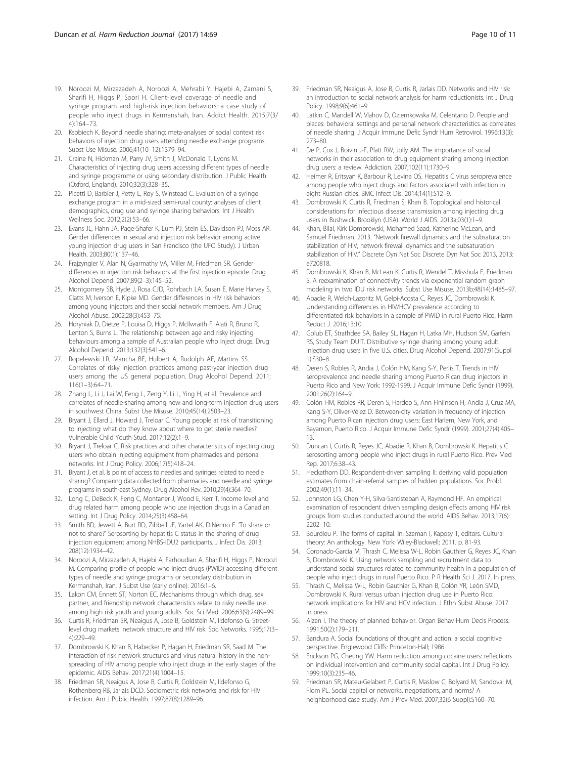19. Noroozi M, Mirzazadeh A, Noroozi A, Mehrabi Y, Hajebi A, Zamani S, Sharifi H, Higgs P, Soori H. Client-level coverage of needle and syringe program and high-risk injection behaviors: a case study of people who inject drugs in Kermanshah, Iran. Addict Health. 2015;7(3/4):164–73.
20. Ksobiech K. Beyond needle sharing: meta-analyses of social context risk behaviors of injection drug users attending needle exchange programs. Subst Use Misuse. 2006;41(10–12):1379–94.
21. Craine N, Hickman M, Parry JV, Smith J, McDonald T, Lyons M. Characteristics of injecting drug users accessing different types of needle and syringe programme or using secondary distribution. J Public Health (Oxford, England). 2010;32(3):328–35.
22. Picetti D, Barbier J, Petty L, Roy S, Winstead C. Evaluation of a syringe exchange program in a mid-sized semi-rural county: analyses of client demographics, drug use and syringe sharing behaviors. Int J Health Wellness Soc. 2012;2(2):53–66.
23. Evans JL, Hahn JA, Page-Shafer K, Lum PJ, Stein ES, Davidson PJ, Moss AR. Gender differences in sexual and injection risk behavior among active young injection drug users in San Francisco (the UFO Study). J Urban Health. 2003;80(1):137–46.
24. Frajzyngier V, Alan N, Gyarmathy VA, Miller M, Friedman SR. Gender differences in injection risk behaviors at the first injection episode. Drug Alcohol Depend. 2007;89(2–3):145–52.
25. Montgomery SB, Hyde J, Rosa CJD, Rohrbach LA, Susan E, Marie Harvey S, Clatts M, Iverson E, Kipke MD. Gender differences in HIV risk behaviors among young injectors and their social network members. Am J Drug Alcohol Abuse. 2002;28(3):453–75.
26. Horyniak D, Dietze P, Louisa D, Higgs P, McIlwraith F, Alati R, Bruno R, Lenton S, Burns L. The relationship between age and risky injecting behaviours among a sample of Australian people who inject drugs. Drug Alcohol Depend. 2013;132(3):541–6.
27. Ropelewski LR, Mancha BE, Hulbert A, Rudolph AE, Martins SS. Correlates of risky injection practices among past-year injection drug users among the US general population. Drug Alcohol Depend. 2011; 116(1–3):64–71.
28. Zhang L, Li J, Lai W, Feng L, Zeng Y, Li L, Ying H, et al. Prevalence and correlates of needle-sharing among new and long-term injection drug users in southwest China. Subst Use Misuse. 2010;45(14):2503–23.
29. Bryant J, Ellard J, Howard J, Treloar C. Young people at risk of transitioning to injecting: what do they know about where to get sterile needles? Vulnerable Child Youth Stud. 2017;12(2):1–9.
30. Bryant J, Treloar C. Risk practices and other characteristics of injecting drug users who obtain injecting equipment from pharmacies and personal networks. Int J Drug Policy. 2006;17(5):418–24.
31. Bryant J, et al. Is point of access to needles and syringes related to needle sharing? Comparing data collected from pharmacies and needle and syringe programs in south-east Sydney. Drug Alcohol Rev. 2010;29(4):364–70.
32. Long C, DeBeck K, Feng C, Montaner J, Wood E, Kerr T. Income level and drug related harm among people who use injection drugs in a Canadian setting. Int J Drug Policy. 2014;25(3):458–64.
33. Smith BD, Jewett A, Burt RD, Zibbell JE, Yartel AK, DiNenno E. 'To share or not to share?' Serosorting by hepatitis C status in the sharing of drug injection equipment among NHBS-IDU2 participants. J Infect Dis. 2013; 208(12):1934–42.
34. Noroozi A, Mirzazadeh A, Hajebi A, Farhoudian A, Sharifi H, Higgs P, Noroozi M. Comparing profile of people who inject drugs (PWID) accessing different types of needle and syringe programs or secondary distribution in Kermanshah, Iran. J Subst Use (early online). 2016:1–6.
35. Lakon CM, Ennett ST, Norton EC. Mechanisms through which drug, sex partner, and friendship network characteristics relate to risky needle use among high risk youth and young adults. Soc Sci Med. 2006;63(9):2489–99.
36. Curtis R, Friedman SR, Neaigus A, Jose B, Goldstein M, Ildefonso G. Street-level drug markets: network structure and HIV risk. Soc Networks. 1995;17(3–4):229–49.
37. Dombrowski K, Khan B, Habecker P, Hagan H, Friedman SR, Saad M. The interaction of risk network structures and virus natural history in the non-spreading of HIV among people who inject drugs in the early stages of the epidemic. AIDS Behav. 2017;21(4):1004–15.
38. Friedman SR, Neaigus A, Jose B, Curtis R, Goldstein M, Ildefonso G, Rothenberg RB, Jarlais DCD. Sociometric risk networks and risk for HIV infection. Am J Public Health. 1997;87(8):1289–96.
39. Friedman SR, Neaigus A, Jose B, Curtis R, Jarlais DD. Networks and HIV risk: an introduction to social network analysis for harm reductionists. Int J Drug Policy. 1998;9(6):461–9.
40. Latkin C, Mandell W, Vlahov D, Oziemkowska M, Celentano D. People and places: behavioral settings and personal network characteristics as correlates of needle sharing. J Acquir Immune Defic Syndr Hum Retrovirol. 1996;13(3): 273–80.
41. De P, Cox J, Boivin J-F, Platt RW, Jolly AM. The importance of social networks in their association to drug equipment sharing among injection drug users: a review. Addiction. 2007;102(11):1730–9.
42. Heimer R, Eritsyan K, Barbour R, Levina OS. Hepatitis C virus seroprevalence among people who inject drugs and factors associated with infection in eight Russian cities. BMC Infect Dis. 2014;14(1):S12–9.
43. Dombrowski K, Curtis R, Friedman S, Khan B. Topological and historical considerations for infectious disease transmission among injecting drug users in Bushwick, Brooklyn (USA). World J AIDS. 2013a;03(1):1–9.
44. Khan, Bilal, Kirk Dombrowski, Mohamed Saad, Katherine McLean, and Samuel Friedman. 2013. "Network firewall dynamics and the subsaturation stabilization of HIV, network firewall dynamics and the subsaturation stabilization of HIV." Discrete Dyn Nat Soc Discrete Dyn Nat Soc 2013, 2013: e720818.
45. Dombrowski K, Khan B, McLean K, Curtis R, Wendel T, Misshula E, Friedman S. A reexamination of connectivity trends via exponential random graph modeling in two IDU risk networks. Subst Use Misuse. 2013b;48(14):1485–97.
46. Abadie R, Welch-Lazoritz M, Gelpi-Acosta C, Reyes JC, Dombrowski K. Understanding differences in HIV/HCV prevalence according to differentiated risk behaviors in a sample of PWID in rural Puerto Rico. Harm Reduct J. 2016;13:10.
47. Golub ET, Strathdee SA, Bailey SL, Hagan H, Latka MH, Hudson SM, Garfein RS, Study Team DUIT. Distributive syringe sharing among young adult injection drug users in five U.S. cities. Drug Alcohol Depend. 2007;91(Suppl 1):S30–8.
48. Deren S, Robles R, Andia J, Colón HM, Kang S-Y, Perlis T. Trends in HIV seroprevalence and needle sharing among Puerto Rican drug injectors in Puerto Rico and New York: 1992-1999. J Acquir Immune Defic Syndr (1999). 2001;26(2):164–9.
49. Colón HM, Robles RR, Deren S, Hardeo S, Ann Finlinson H, Andía J, Cruz MA, Kang S-Y, Oliver-Vélez D. Between-city variation in frequency of injection among Puerto Rican injection drug users: East Harlem, New York, and Bayamon, Puerto Rico. J Acquir Immune Defic Syndr (1999). 2001;27(4):405–13.
50. Duncan I, Curtis R, Reyes JC, Abadie R, Khan B, Dombrowski K. Hepatitis C serosorting among people who inject drugs in rural Puerto Rico. Prev Med Rep. 2017;6:38–43.
51. Heckathorn DD. Respondent-driven sampling II: deriving valid population estimates from chain-referral samples of hidden populations. Soc Probl. 2002;49(1):11–34.
52. Johnston LG, Chen Y-H, Silva-Santisteban A, Raymond HF. An empirical examination of respondent driven sampling design effects among HIV risk groups from studies conducted around the world. AIDS Behav. 2013;17(6): 2202–10.
53. Bourdieu P. The forms of capital. In: Szeman I, Kaposy T, editors. Cultural theory: An anthology. New York: Wiley-Blackwell; 2011. p. 81-93.
54. Coronado-Garcia M, Thrash C, Melissa W-L, Robin Gauthier G, Reyes JC, Khan B, Dombrowski K. Using network sampling and recruitment data to understand social structures related to community health in a population of people who inject drugs in rural Puerto Rico. P R Health Sci J. 2017. In press.
55. Thrash C, Melissa W-L, Robin Gauthier G, Khan B, Colón YR, León SMD, Dombrowski K. Rural versus urban injection drug use in Puerto Rico: network implications for HIV and HCV infection. J Ethn Subst Abuse. 2017. In press.
56. Ajzen I. The theory of planned behavior. Organ Behav Hum Decis Process. 1991;50(2):179–211.
57. Bandura A. Social foundations of thought and action: a social cognitive perspective. Englewood Cliffs: Princeton-Hall; 1986.
58. Erickson PG, Cheung YW. Harm reduction among cocaine users: reflections on individual intervention and community social capital. Int J Drug Policy. 1999;10(3):235–46.
59. Friedman SR, Mateu-Gelabert P, Curtis R, Maslow C, Bolyard M, Sandoval M, Flom PL. Social capital or networks, negotiations, and norms? A neighborhood case study. Am J Prev Med. 2007;32(6 Suppl):S160–70.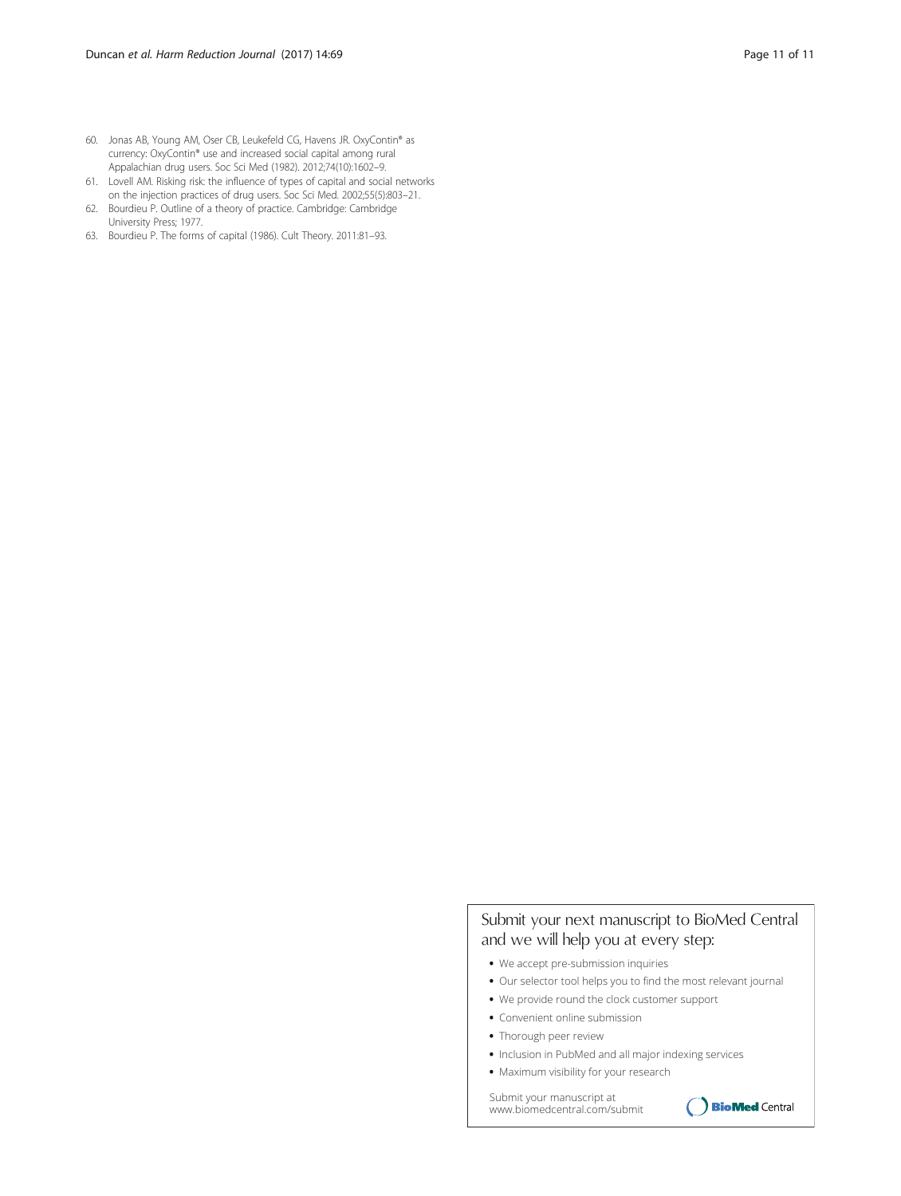60. Jonas AB, Young AM, Oser CB, Leukefeld CG, Havens JR. OxyContin® as currency: OxyContin® use and increased social capital among rural Appalachian drug users. Soc Sci Med (1982). 2012;74(10):1602–9.
61. Lovell AM. Risking risk: the influence of types of capital and social networks on the injection practices of drug users. Soc Sci Med. 2002;55(5):803–21.
62. Bourdieu P. Outline of a theory of practice. Cambridge: Cambridge University Press; 1977.
63. Bourdieu P. The forms of capital (1986). Cult Theory. 2011:81–93.

Submit your next manuscript to BioMed Central and we will help you at every step:

- We accept pre-submission inquiries
- Our selector tool helps you to find the most relevant journal
- We provide round the clock customer support
- Convenient online submission
- Thorough peer review
- Inclusion in PubMed and all major indexing services
- Maximum visibility for your research

Submit your manuscript at
www.biomedcentral.com/submit

BioMed Central